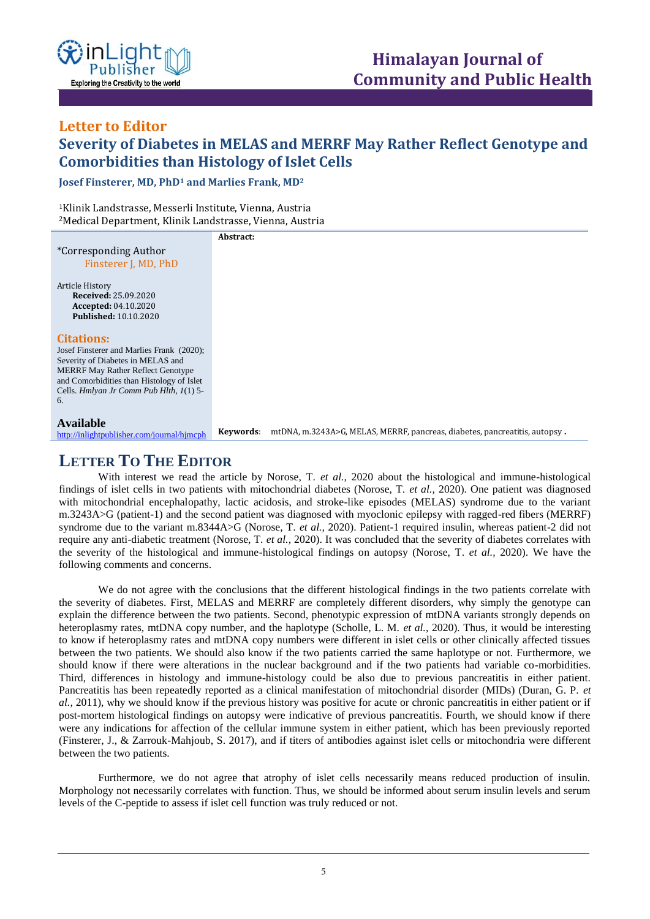## Letter to Editor

# Severity of Diabetes in MELAS and MERRF May Rather Reflect Genotype and Comorbidities than Histology of Islet Cells

**Josef Finsterer, MD, PhD[1] and Marlies Frank, MD[2]**

[1]Klinik Landstrasse, Messerli Institute, Vienna, Austria
[2]Medical Department, Klinik Landstrasse, Vienna, Austria

*Corresponding Author
Finsterer J, MD, PhD

Article History
**Received:** 25.09.2020
**Accepted:** 04.10.2020
**Published:** 10.10.2020

**Citations:**
Josef Finsterer and Marlies Frank (2020); Severity of Diabetes in MELAS and MERRF May Rather Reflect Genotype and Comorbidities than Histology of Islet Cells. *Hmlyan Jr Comm Pub Hlth, 1*(1) 5-6.

**Available**
http://inlightpublisher.com/journal/hjmcph

**Abstract:**

**Keywords**: mtDNA, m.3243A>G, MELAS, MERRF, pancreas, diabetes, pancreatitis, autopsy.

## Letter To The Editor

With interest we read the article by Norose, T. *et al.*, 2020 about the histological and immune-histological findings of islet cells in two patients with mitochondrial diabetes (Norose, T. *et al.*, 2020). One patient was diagnosed with mitochondrial encephalopathy, lactic acidosis, and stroke-like episodes (MELAS) syndrome due to the variant m.3243A>G (patient-1) and the second patient was diagnosed with myoclonic epilepsy with ragged-red fibers (MERRF) syndrome due to the variant m.8344A>G (Norose, T. *et al.*, 2020). Patient-1 required insulin, whereas patient-2 did not require any anti-diabetic treatment (Norose, T. *et al.*, 2020). It was concluded that the severity of diabetes correlates with the severity of the histological and immune-histological findings on autopsy (Norose, T. *et al.*, 2020). We have the following comments and concerns.

We do not agree with the conclusions that the different histological findings in the two patients correlate with the severity of diabetes. First, MELAS and MERRF are completely different disorders, why simply the genotype can explain the difference between the two patients. Second, phenotypic expression of mtDNA variants strongly depends on heteroplasmy rates, mtDNA copy number, and the haplotype (Scholle, L. M. *et al.*, 2020). Thus, it would be interesting to know if heteroplasmy rates and mtDNA copy numbers were different in islet cells or other clinically affected tissues between the two patients. We should also know if the two patients carried the same haplotype or not. Furthermore, we should know if there were alterations in the nuclear background and if the two patients had variable co-morbidities. Third, differences in histology and immune-histology could be also due to previous pancreatitis in either patient. Pancreatitis has been repeatedly reported as a clinical manifestation of mitochondrial disorder (MIDs) (Duran, G. P. *et al.*, 2011), why we should know if the previous history was positive for acute or chronic pancreatitis in either patient or if post-mortem histological findings on autopsy were indicative of previous pancreatitis. Fourth, we should know if there were any indications for affection of the cellular immune system in either patient, which has been previously reported (Finsterer, J., & Zarrouk-Mahjoub, S. 2017), and if titers of antibodies against islet cells or mitochondria were different between the two patients.

Furthermore, we do not agree that atrophy of islet cells necessarily means reduced production of insulin. Morphology not necessarily correlates with function. Thus, we should be informed about serum insulin levels and serum levels of the C-peptide to assess if islet cell function was truly reduced or not.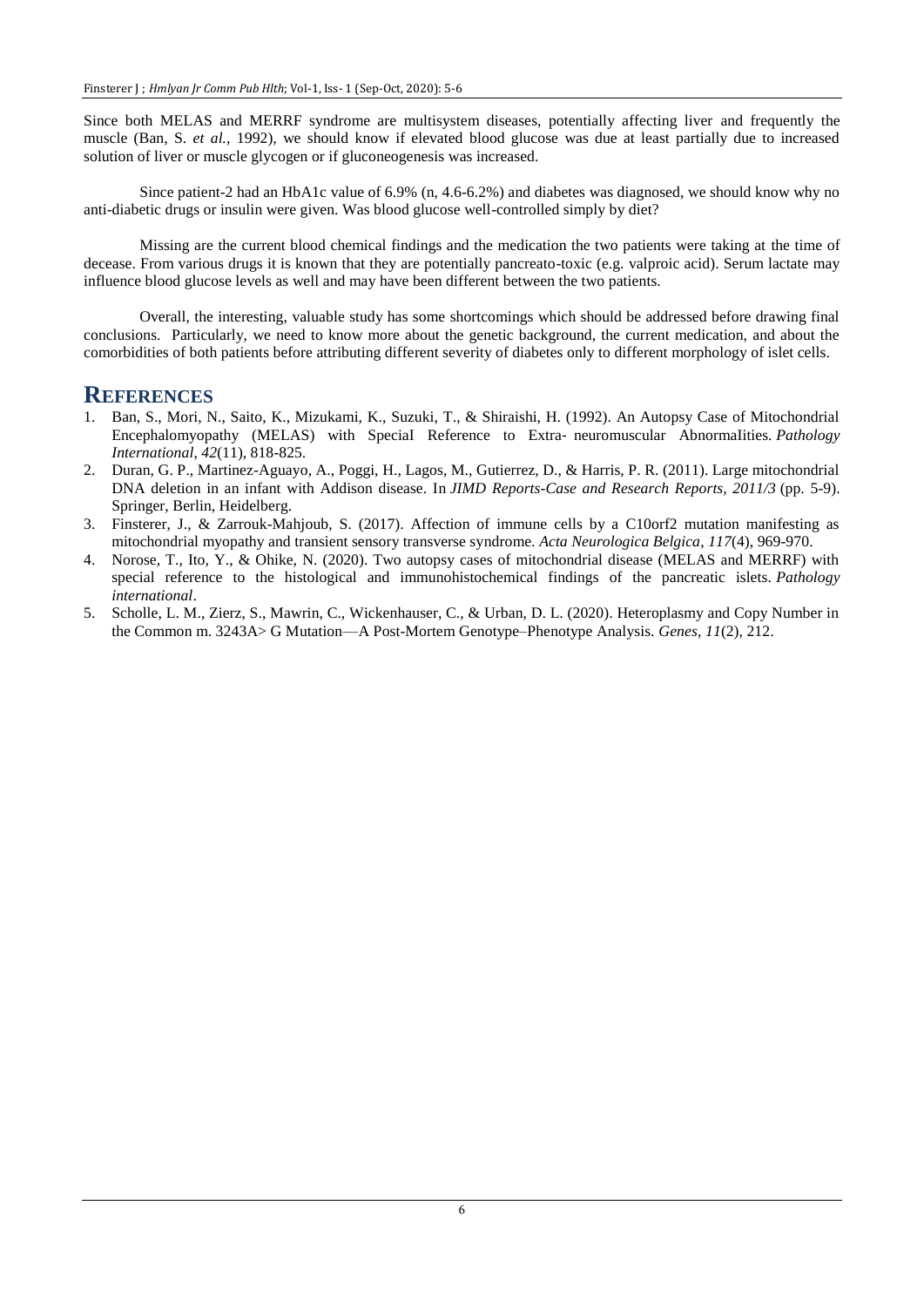Since both MELAS and MERRF syndrome are multisystem diseases, potentially affecting liver and frequently the muscle (Ban, S. *et al.*, 1992), we should know if elevated blood glucose was due at least partially due to increased solution of liver or muscle glycogen or if gluconeogenesis was increased.

Since patient-2 had an HbA1c value of 6.9% (n, 4.6-6.2%) and diabetes was diagnosed, we should know why no anti-diabetic drugs or insulin were given. Was blood glucose well-controlled simply by diet?

Missing are the current blood chemical findings and the medication the two patients were taking at the time of decease. From various drugs it is known that they are potentially pancreato-toxic (e.g. valproic acid). Serum lactate may influence blood glucose levels as well and may have been different between the two patients.

Overall, the interesting, valuable study has some shortcomings which should be addressed before drawing final conclusions. Particularly, we need to know more about the genetic background, the current medication, and about the comorbidities of both patients before attributing different severity of diabetes only to different morphology of islet cells.

## REFERENCES

1. Ban, S., Mori, N., Saito, K., Mizukami, K., Suzuki, T., & Shiraishi, H. (1992). An Autopsy Case of Mitochondrial Encephalomyopathy (MELAS) with SpeciaI Reference to Extra‐ neuromuscular AbnormaIities. *Pathology International*, *42*(11), 818-825.
2. Duran, G. P., Martinez-Aguayo, A., Poggi, H., Lagos, M., Gutierrez, D., & Harris, P. R. (2011). Large mitochondrial DNA deletion in an infant with Addison disease. In *JIMD Reports-Case and Research Reports, 2011/3* (pp. 5-9). Springer, Berlin, Heidelberg.
3. Finsterer, J., & Zarrouk-Mahjoub, S. (2017). Affection of immune cells by a C10orf2 mutation manifesting as mitochondrial myopathy and transient sensory transverse syndrome. *Acta Neurologica Belgica*, *117*(4), 969-970.
4. Norose, T., Ito, Y., & Ohike, N. (2020). Two autopsy cases of mitochondrial disease (MELAS and MERRF) with special reference to the histological and immunohistochemical findings of the pancreatic islets. *Pathology international*.
5. Scholle, L. M., Zierz, S., Mawrin, C., Wickenhauser, C., & Urban, D. L. (2020). Heteroplasmy and Copy Number in the Common m. 3243A> G Mutation—A Post-Mortem Genotype–Phenotype Analysis. *Genes*, *11*(2), 212.